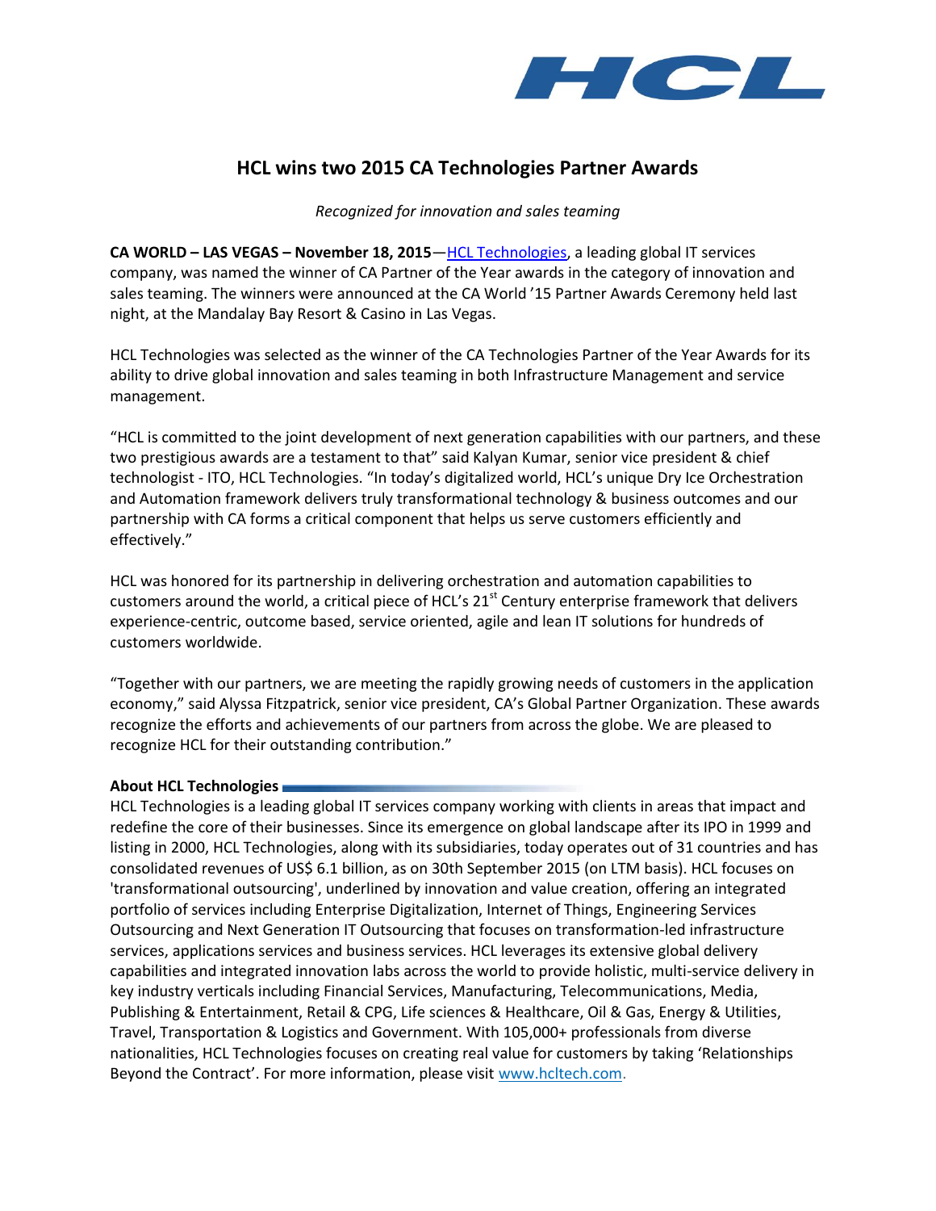# HCL wins two 2015 CA Technologies Partner Awards

*Recognized for innovation and sales teaming*

**CA WORLD – LAS VEGAS – November 18, 2015**—[HCL Technologies](), a leading global IT services company, was named the winner of CA Partner of the Year awards in the category of innovation and sales teaming. The winners were announced at the CA World '15 Partner Awards Ceremony held last night, at the Mandalay Bay Resort & Casino in Las Vegas.

HCL Technologies was selected as the winner of the CA Technologies Partner of the Year Awards for its ability to drive global innovation and sales teaming in both Infrastructure Management and service management.

"HCL is committed to the joint development of next generation capabilities with our partners, and these two prestigious awards are a testament to that" said Kalyan Kumar, senior vice president & chief technologist - ITO, HCL Technologies. "In today's digitalized world, HCL's unique Dry Ice Orchestration and Automation framework delivers truly transformational technology & business outcomes and our partnership with CA forms a critical component that helps us serve customers efficiently and effectively."

HCL was honored for its partnership in delivering orchestration and automation capabilities to customers around the world, a critical piece of HCL's 21st Century enterprise framework that delivers experience-centric, outcome based, service oriented, agile and lean IT solutions for hundreds of customers worldwide.

"Together with our partners, we are meeting the rapidly growing needs of customers in the application economy," said Alyssa Fitzpatrick, senior vice president, CA's Global Partner Organization. These awards recognize the efforts and achievements of our partners from across the globe. We are pleased to recognize HCL for their outstanding contribution."

**About HCL Technologies**

HCL Technologies is a leading global IT services company working with clients in areas that impact and redefine the core of their businesses. Since its emergence on global landscape after its IPO in 1999 and listing in 2000, HCL Technologies, along with its subsidiaries, today operates out of 31 countries and has consolidated revenues of US$ 6.1 billion, as on 30th September 2015 (on LTM basis). HCL focuses on 'transformational outsourcing', underlined by innovation and value creation, offering an integrated portfolio of services including Enterprise Digitalization, Internet of Things, Engineering Services Outsourcing and Next Generation IT Outsourcing that focuses on transformation-led infrastructure services, applications services and business services. HCL leverages its extensive global delivery capabilities and integrated innovation labs across the world to provide holistic, multi-service delivery in key industry verticals including Financial Services, Manufacturing, Telecommunications, Media, Publishing & Entertainment, Retail & CPG, Life sciences & Healthcare, Oil & Gas, Energy & Utilities, Travel, Transportation & Logistics and Government. With 105,000+ professionals from diverse nationalities, HCL Technologies focuses on creating real value for customers by taking 'Relationships Beyond the Contract'. For more information, please visit [www.hcltech.com](www.hcltech.com).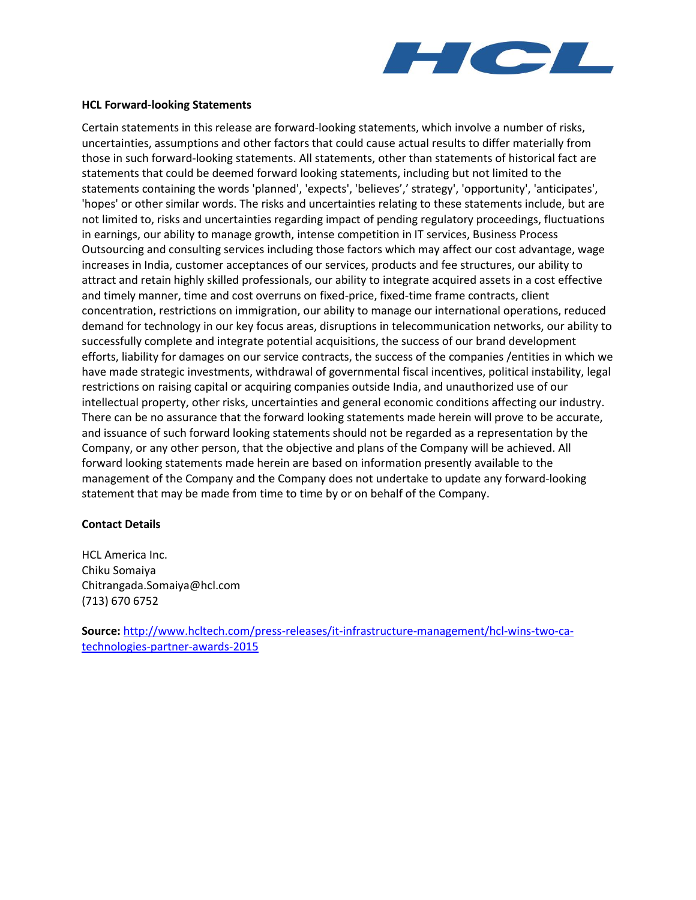**HCL Forward-looking Statements**

Certain statements in this release are forward-looking statements, which involve a number of risks, uncertainties, assumptions and other factors that could cause actual results to differ materially from those in such forward-looking statements. All statements, other than statements of historical fact are statements that could be deemed forward looking statements, including but not limited to the statements containing the words 'planned', 'expects', 'believes',' strategy', 'opportunity', 'anticipates', 'hopes' or other similar words. The risks and uncertainties relating to these statements include, but are not limited to, risks and uncertainties regarding impact of pending regulatory proceedings, fluctuations in earnings, our ability to manage growth, intense competition in IT services, Business Process Outsourcing and consulting services including those factors which may affect our cost advantage, wage increases in India, customer acceptances of our services, products and fee structures, our ability to attract and retain highly skilled professionals, our ability to integrate acquired assets in a cost effective and timely manner, time and cost overruns on fixed-price, fixed-time frame contracts, client concentration, restrictions on immigration, our ability to manage our international operations, reduced demand for technology in our key focus areas, disruptions in telecommunication networks, our ability to successfully complete and integrate potential acquisitions, the success of our brand development efforts, liability for damages on our service contracts, the success of the companies /entities in which we have made strategic investments, withdrawal of governmental fiscal incentives, political instability, legal restrictions on raising capital or acquiring companies outside India, and unauthorized use of our intellectual property, other risks, uncertainties and general economic conditions affecting our industry. There can be no assurance that the forward looking statements made herein will prove to be accurate, and issuance of such forward looking statements should not be regarded as a representation by the Company, or any other person, that the objective and plans of the Company will be achieved. All forward looking statements made herein are based on information presently available to the management of the Company and the Company does not undertake to update any forward-looking statement that may be made from time to time by or on behalf of the Company.

**Contact Details**

HCL America Inc.
Chiku Somaiya
Chitrangada.Somaiya@hcl.com
(713) 670 6752

**Source:** [http://www.hcltech.com/press-releases/it-infrastructure-management/hcl-wins-two-ca-technologies-partner-awards-2015](http://www.hcltech.com/press-releases/it-infrastructure-management/hcl-wins-two-ca-technologies-partner-awards-2015)